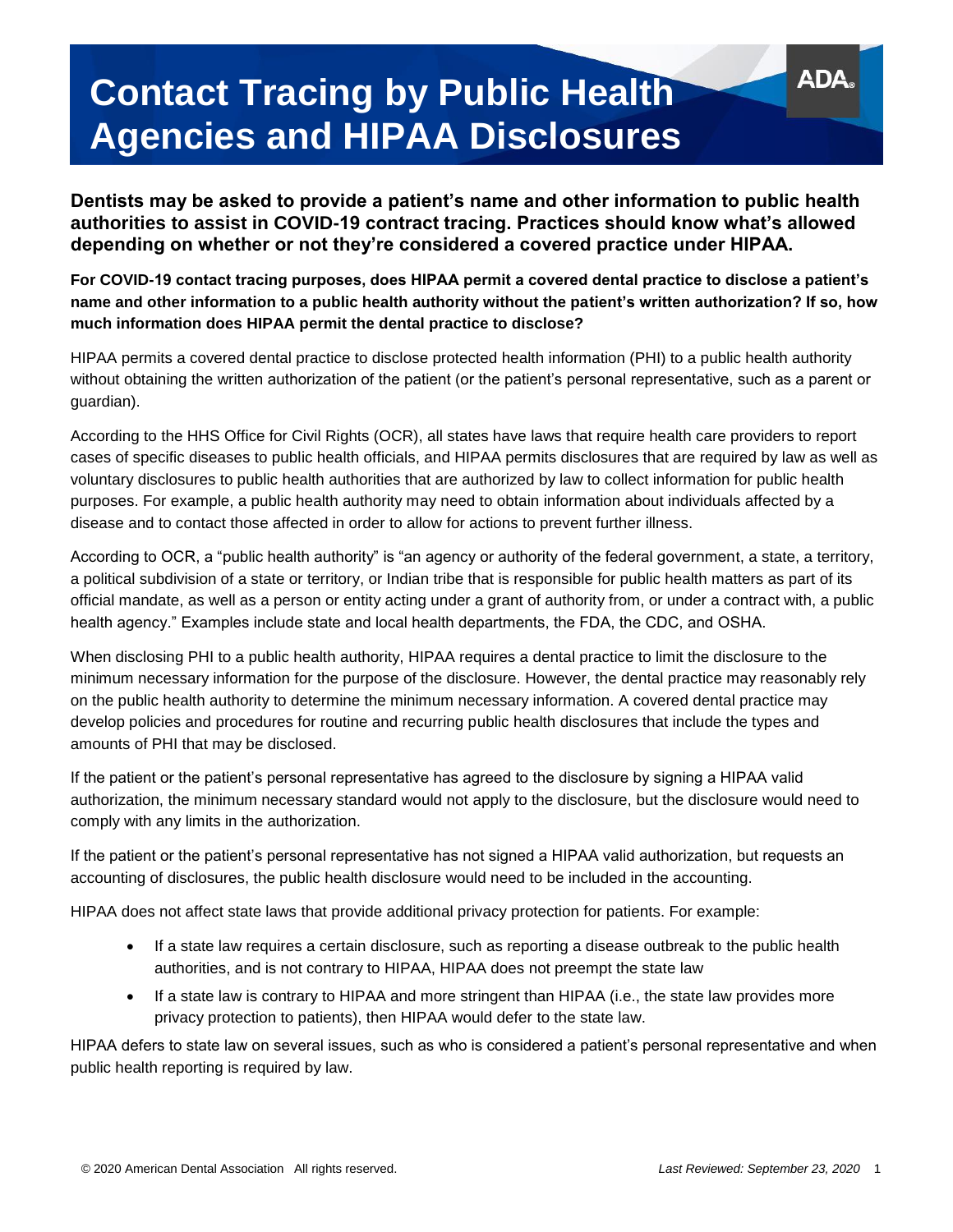# Contact Tracing by Public Health Agencies and HIPAA Disclosures

**Dentists may be asked to provide a patient's name and other information to public health authorities to assist in COVID-19 contract tracing. Practices should know what's allowed depending on whether or not they're considered a covered practice under HIPAA.**

**For COVID-19 contact tracing purposes, does HIPAA permit a covered dental practice to disclose a patient's name and other information to a public health authority without the patient's written authorization? If so, how much information does HIPAA permit the dental practice to disclose?**

HIPAA permits a covered dental practice to disclose protected health information (PHI) to a public health authority without obtaining the written authorization of the patient (or the patient's personal representative, such as a parent or guardian).

According to the HHS Office for Civil Rights (OCR), all states have laws that require health care providers to report cases of specific diseases to public health officials, and HIPAA permits disclosures that are required by law as well as voluntary disclosures to public health authorities that are authorized by law to collect information for public health purposes. For example, a public health authority may need to obtain information about individuals affected by a disease and to contact those affected in order to allow for actions to prevent further illness.

According to OCR, a "public health authority" is "an agency or authority of the federal government, a state, a territory, a political subdivision of a state or territory, or Indian tribe that is responsible for public health matters as part of its official mandate, as well as a person or entity acting under a grant of authority from, or under a contract with, a public health agency." Examples include state and local health departments, the FDA, the CDC, and OSHA.

When disclosing PHI to a public health authority, HIPAA requires a dental practice to limit the disclosure to the minimum necessary information for the purpose of the disclosure. However, the dental practice may reasonably rely on the public health authority to determine the minimum necessary information. A covered dental practice may develop policies and procedures for routine and recurring public health disclosures that include the types and amounts of PHI that may be disclosed.

If the patient or the patient's personal representative has agreed to the disclosure by signing a HIPAA valid authorization, the minimum necessary standard would not apply to the disclosure, but the disclosure would need to comply with any limits in the authorization.

If the patient or the patient's personal representative has not signed a HIPAA valid authorization, but requests an accounting of disclosures, the public health disclosure would need to be included in the accounting.

HIPAA does not affect state laws that provide additional privacy protection for patients. For example:

- If a state law requires a certain disclosure, such as reporting a disease outbreak to the public health authorities, and is not contrary to HIPAA, HIPAA does not preempt the state law
- If a state law is contrary to HIPAA and more stringent than HIPAA (i.e., the state law provides more privacy protection to patients), then HIPAA would defer to the state law.

HIPAA defers to state law on several issues, such as who is considered a patient's personal representative and when public health reporting is required by law.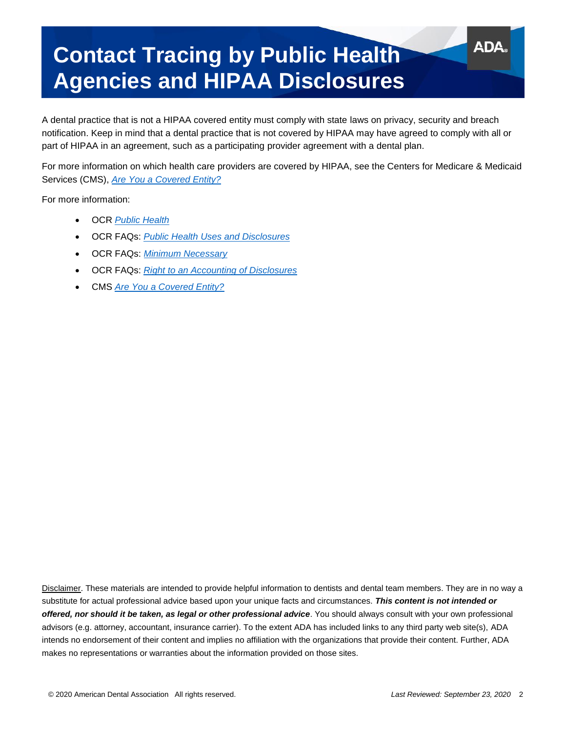# Contact Tracing by Public Health Agencies and HIPAA Disclosures

A dental practice that is not a HIPAA covered entity must comply with state laws on privacy, security and breach notification. Keep in mind that a dental practice that is not covered by HIPAA may have agreed to comply with all or part of HIPAA in an agreement, such as a participating provider agreement with a dental plan.

For more information on which health care providers are covered by HIPAA, see the Centers for Medicare & Medicaid Services (CMS), *Are You a Covered Entity?*

For more information:

- OCR *Public Health*
- OCR FAQs: *Public Health Uses and Disclosures*
- OCR FAQs: *Minimum Necessary*
- OCR FAQs: *Right to an Accounting of Disclosures*
- CMS *Are You a Covered Entity?*

Disclaimer. These materials are intended to provide helpful information to dentists and dental team members. They are in no way a substitute for actual professional advice based upon your unique facts and circumstances. ***This content is not intended or offered, nor should it be taken, as legal or other professional advice***. You should always consult with your own professional advisors (e.g. attorney, accountant, insurance carrier). To the extent ADA has included links to any third party web site(s), ADA intends no endorsement of their content and implies no affiliation with the organizations that provide their content. Further, ADA makes no representations or warranties about the information provided on those sites.

© 2020 American Dental Association All rights reserved.

*Last Reviewed: September 23, 2020*